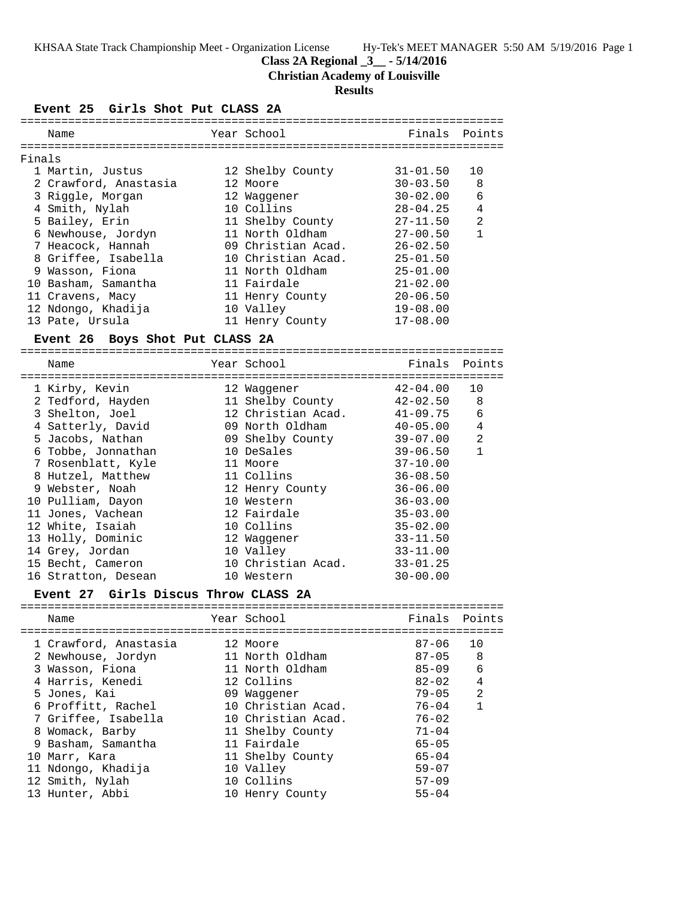KHSAA State Track Championship Meet - Organization License Hy-Tek's MEET MANAGER 5:50 AM 5/19/2016 Page 1

# Class 2A Regional _3__ - 5/14/2016

## Christian Academy of Louisville

### Results

#### Event 25 Girls Shot Put CLASS 2A

Finals

| | Name | Year | School | Finals | Points |
|---|---|---|---|---|---|
| 1 | Martin, Justus | 12 | Shelby County | 31-01.50 | 10 |
| 2 | Crawford, Anastasia | 12 | Moore | 30-03.50 | 8 |
| 3 | Riggle, Morgan | 12 | Waggener | 30-02.00 | 6 |
| 4 | Smith, Nylah | 10 | Collins | 28-04.25 | 4 |
| 5 | Bailey, Erin | 11 | Shelby County | 27-11.50 | 2 |
| 6 | Newhouse, Jordyn | 11 | North Oldham | 27-00.50 | 1 |
| 7 | Heacock, Hannah | 09 | Christian Acad. | 26-02.50 | |
| 8 | Griffee, Isabella | 10 | Christian Acad. | 25-01.50 | |
| 9 | Wasson, Fiona | 11 | North Oldham | 25-01.00 | |
| 10 | Basham, Samantha | 11 | Fairdale | 21-02.00 | |
| 11 | Cravens, Macy | 11 | Henry County | 20-06.50 | |
| 12 | Ndongo, Khadija | 10 | Valley | 19-08.00 | |
| 13 | Pate, Ursula | 11 | Henry County | 17-08.00 | |

#### Event 26 Boys Shot Put CLASS 2A

| | Name | Year | School | Finals | Points |
|---|---|---|---|---|---|
| 1 | Kirby, Kevin | 12 | Waggener | 42-04.00 | 10 |
| 2 | Tedford, Hayden | 11 | Shelby County | 42-02.50 | 8 |
| 3 | Shelton, Joel | 12 | Christian Acad. | 41-09.75 | 6 |
| 4 | Satterly, David | 09 | North Oldham | 40-05.00 | 4 |
| 5 | Jacobs, Nathan | 09 | Shelby County | 39-07.00 | 2 |
| 6 | Tobbe, Jonnathan | 10 | DeSales | 39-06.50 | 1 |
| 7 | Rosenblatt, Kyle | 11 | Moore | 37-10.00 | |
| 8 | Hutzel, Matthew | 11 | Collins | 36-08.50 | |
| 9 | Webster, Noah | 12 | Henry County | 36-06.00 | |
| 10 | Pulliam, Dayon | 10 | Western | 36-03.00 | |
| 11 | Jones, Vachean | 12 | Fairdale | 35-03.00 | |
| 12 | White, Isaiah | 10 | Collins | 35-02.00 | |
| 13 | Holly, Dominic | 12 | Waggener | 33-11.50 | |
| 14 | Grey, Jordan | 10 | Valley | 33-11.00 | |
| 15 | Becht, Cameron | 10 | Christian Acad. | 33-01.25 | |
| 16 | Stratton, Desean | 10 | Western | 30-00.00 | |

#### Event 27 Girls Discus Throw CLASS 2A

| | Name | Year | School | Finals | Points |
|---|---|---|---|---|---|
| 1 | Crawford, Anastasia | 12 | Moore | 87-06 | 10 |
| 2 | Newhouse, Jordyn | 11 | North Oldham | 87-05 | 8 |
| 3 | Wasson, Fiona | 11 | North Oldham | 85-09 | 6 |
| 4 | Harris, Kenedi | 12 | Collins | 82-02 | 4 |
| 5 | Jones, Kai | 09 | Waggener | 79-05 | 2 |
| 6 | Proffitt, Rachel | 10 | Christian Acad. | 76-04 | 1 |
| 7 | Griffee, Isabella | 10 | Christian Acad. | 76-02 | |
| 8 | Womack, Barby | 11 | Shelby County | 71-04 | |
| 9 | Basham, Samantha | 11 | Fairdale | 65-05 | |
| 10 | Marr, Kara | 11 | Shelby County | 65-04 | |
| 11 | Ndongo, Khadija | 10 | Valley | 59-07 | |
| 12 | Smith, Nylah | 10 | Collins | 57-09 | |
| 13 | Hunter, Abbi | 10 | Henry County | 55-04 | |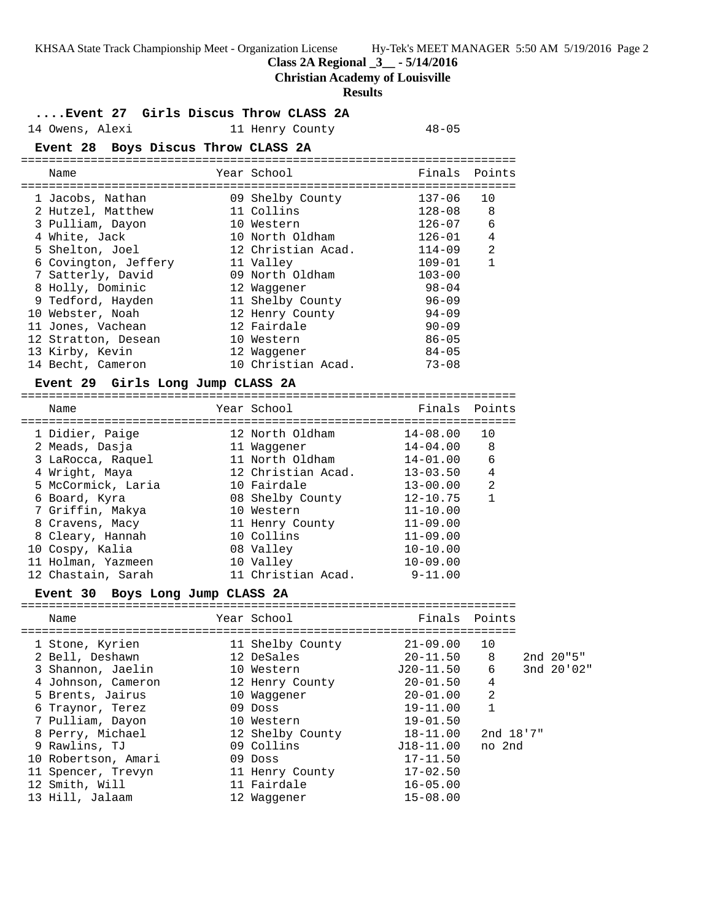**Class 2A Regional _3__ - 5/14/2016**

**Christian Academy of Louisville**

**Results**

### ....Event 27 Girls Discus Throw CLASS 2A

| Name | Year | School | Finals |
|---|---|---|---|
| 14 Owens, Alexi | 11 | Henry County | 48-05 |

### Event 28 Boys Discus Throw CLASS 2A

| Name | Year | School | Finals | Points |
|---|---|---|---|---|
| 1 Jacobs, Nathan | 09 | Shelby County | 137-06 | 10 |
| 2 Hutzel, Matthew | 11 | Collins | 128-08 | 8 |
| 3 Pulliam, Dayon | 10 | Western | 126-07 | 6 |
| 4 White, Jack | 10 | North Oldham | 126-01 | 4 |
| 5 Shelton, Joel | 12 | Christian Acad. | 114-09 | 2 |
| 6 Covington, Jeffery | 11 | Valley | 109-01 | 1 |
| 7 Satterly, David | 09 | North Oldham | 103-00 | |
| 8 Holly, Dominic | 12 | Waggener | 98-04 | |
| 9 Tedford, Hayden | 11 | Shelby County | 96-09 | |
| 10 Webster, Noah | 12 | Henry County | 94-09 | |
| 11 Jones, Vachean | 12 | Fairdale | 90-09 | |
| 12 Stratton, Desean | 10 | Western | 86-05 | |
| 13 Kirby, Kevin | 12 | Waggener | 84-05 | |
| 14 Becht, Cameron | 10 | Christian Acad. | 73-08 | |

### Event 29 Girls Long Jump CLASS 2A

| Name | Year | School | Finals | Points |
|---|---|---|---|---|
| 1 Didier, Paige | 12 | North Oldham | 14-08.00 | 10 |
| 2 Meads, Dasja | 11 | Waggener | 14-04.00 | 8 |
| 3 LaRocca, Raquel | 11 | North Oldham | 14-01.00 | 6 |
| 4 Wright, Maya | 12 | Christian Acad. | 13-03.50 | 4 |
| 5 McCormick, Laria | 10 | Fairdale | 13-00.00 | 2 |
| 6 Board, Kyra | 08 | Shelby County | 12-10.75 | 1 |
| 7 Griffin, Makya | 10 | Western | 11-10.00 | |
| 8 Cravens, Macy | 11 | Henry County | 11-09.00 | |
| 8 Cleary, Hannah | 10 | Collins | 11-09.00 | |
| 10 Cospy, Kalia | 08 | Valley | 10-10.00 | |
| 11 Holman, Yazmeen | 10 | Valley | 10-09.00 | |
| 12 Chastain, Sarah | 11 | Christian Acad. | 9-11.00 | |

### Event 30 Boys Long Jump CLASS 2A

| Name | Year | School | Finals | Points | |
|---|---|---|---|---|---|
| 1 Stone, Kyrien | 11 | Shelby County | 21-09.00 | 10 | |
| 2 Bell, Deshawn | 12 | DeSales | 20-11.50 | 8 | 2nd 20"5" |
| 3 Shannon, Jaelin | 10 | Western | J20-11.50 | 6 | 3nd 20'02" |
| 4 Johnson, Cameron | 12 | Henry County | 20-01.50 | 4 | |
| 5 Brents, Jairus | 10 | Waggener | 20-01.00 | 2 | |
| 6 Traynor, Terez | 09 | Doss | 19-11.00 | 1 | |
| 7 Pulliam, Dayon | 10 | Western | 19-01.50 | | |
| 8 Perry, Michael | 12 | Shelby County | 18-11.00 | 2nd 18'7" | |
| 9 Rawlins, TJ | 09 | Collins | J18-11.00 | no 2nd | |
| 10 Robertson, Amari | 09 | Doss | 17-11.50 | | |
| 11 Spencer, Trevyn | 11 | Henry County | 17-02.50 | | |
| 12 Smith, Will | 11 | Fairdale | 16-05.00 | | |
| 13 Hill, Jalaam | 12 | Waggener | 15-08.00 | | |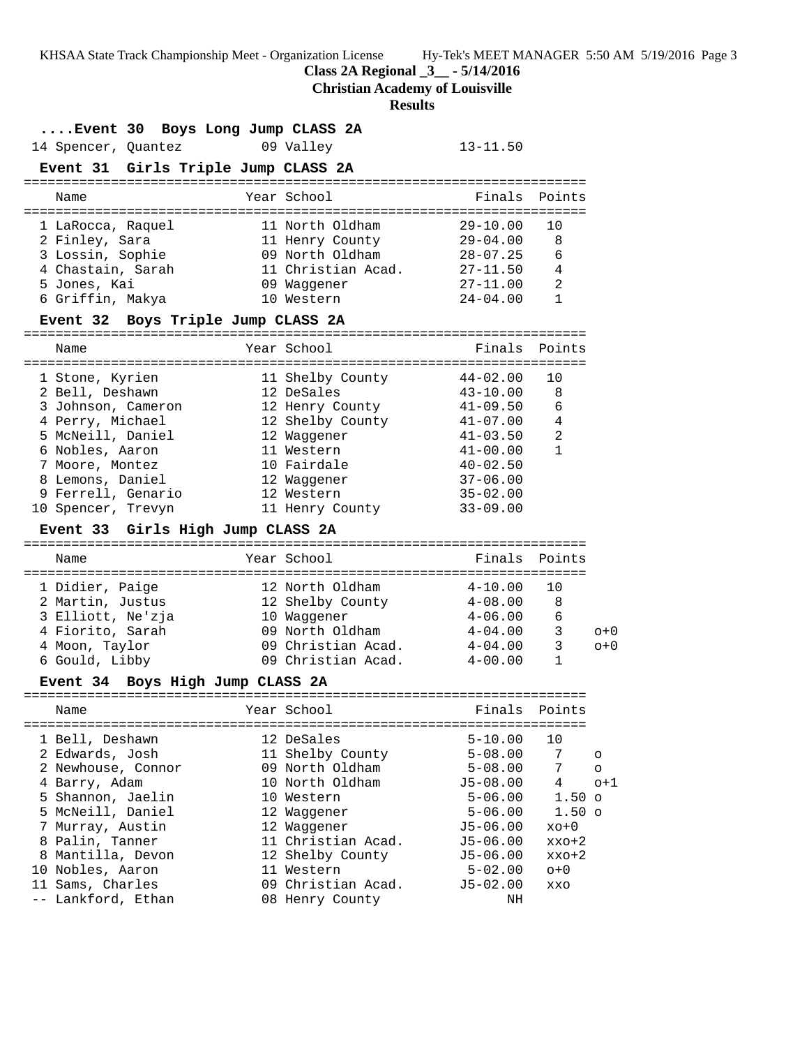**Class 2A Regional _3__ - 5/14/2016**

**Christian Academy of Louisville**

**Results**

### ....Event 30 Boys Long Jump CLASS 2A

| Place | Name | Year | School | Finals |
|---|---|---|---|---|
| 14 | Spencer, Quantez | 09 | Valley | 13-11.50 |

### Event 31 Girls Triple Jump CLASS 2A

| Place | Name | Year | School | Finals | Points |
|---|---|---|---|---|---|
| 1 | LaRocca, Raquel | 11 | North Oldham | 29-10.00 | 10 |
| 2 | Finley, Sara | 11 | Henry County | 29-04.00 | 8 |
| 3 | Lossin, Sophie | 09 | North Oldham | 28-07.25 | 6 |
| 4 | Chastain, Sarah | 11 | Christian Acad. | 27-11.50 | 4 |
| 5 | Jones, Kai | 09 | Waggener | 27-11.00 | 2 |
| 6 | Griffin, Makya | 10 | Western | 24-04.00 | 1 |

### Event 32 Boys Triple Jump CLASS 2A

| Place | Name | Year | School | Finals | Points |
|---|---|---|---|---|---|
| 1 | Stone, Kyrien | 11 | Shelby County | 44-02.00 | 10 |
| 2 | Bell, Deshawn | 12 | DeSales | 43-10.00 | 8 |
| 3 | Johnson, Cameron | 12 | Henry County | 41-09.50 | 6 |
| 4 | Perry, Michael | 12 | Shelby County | 41-07.00 | 4 |
| 5 | McNeill, Daniel | 12 | Waggener | 41-03.50 | 2 |
| 6 | Nobles, Aaron | 11 | Western | 41-00.00 | 1 |
| 7 | Moore, Montez | 10 | Fairdale | 40-02.50 | |
| 8 | Lemons, Daniel | 12 | Waggener | 37-06.00 | |
| 9 | Ferrell, Genario | 12 | Western | 35-02.00 | |
| 10 | Spencer, Trevyn | 11 | Henry County | 33-09.00 | |

### Event 33 Girls High Jump CLASS 2A

| Place | Name | Year | School | Finals | Points | |
|---|---|---|---|---|---|---|
| 1 | Didier, Paige | 12 | North Oldham | 4-10.00 | 10 | |
| 2 | Martin, Justus | 12 | Shelby County | 4-08.00 | 8 | |
| 3 | Elliott, Ne'zja | 10 | Waggener | 4-06.00 | 6 | |
| 4 | Fiorito, Sarah | 09 | North Oldham | 4-04.00 | 3 | o+0 |
| 4 | Moon, Taylor | 09 | Christian Acad. | 4-04.00 | 3 | o+0 |
| 6 | Gould, Libby | 09 | Christian Acad. | 4-00.00 | 1 | |

### Event 34 Boys High Jump CLASS 2A

| Place | Name | Year | School | Finals | Points | |
|---|---|---|---|---|---|---|
| 1 | Bell, Deshawn | 12 | DeSales | 5-10.00 | 10 | |
| 2 | Edwards, Josh | 11 | Shelby County | 5-08.00 | 7 | o |
| 2 | Newhouse, Connor | 09 | North Oldham | 5-08.00 | 7 | o |
| 4 | Barry, Adam | 10 | North Oldham | J5-08.00 | 4 | o+1 |
| 5 | Shannon, Jaelin | 10 | Western | 5-06.00 | 1.50 | o |
| 5 | McNeill, Daniel | 12 | Waggener | 5-06.00 | 1.50 | o |
| 7 | Murray, Austin | 12 | Waggener | J5-06.00 | xo+0 | |
| 8 | Palin, Tanner | 11 | Christian Acad. | J5-06.00 | xxo+2 | |
| 8 | Mantilla, Devon | 12 | Shelby County | J5-06.00 | xxo+2 | |
| 10 | Nobles, Aaron | 11 | Western | 5-02.00 | o+0 | |
| 11 | Sams, Charles | 09 | Christian Acad. | J5-02.00 | xxo | |
| -- | Lankford, Ethan | 08 | Henry County | NH | | |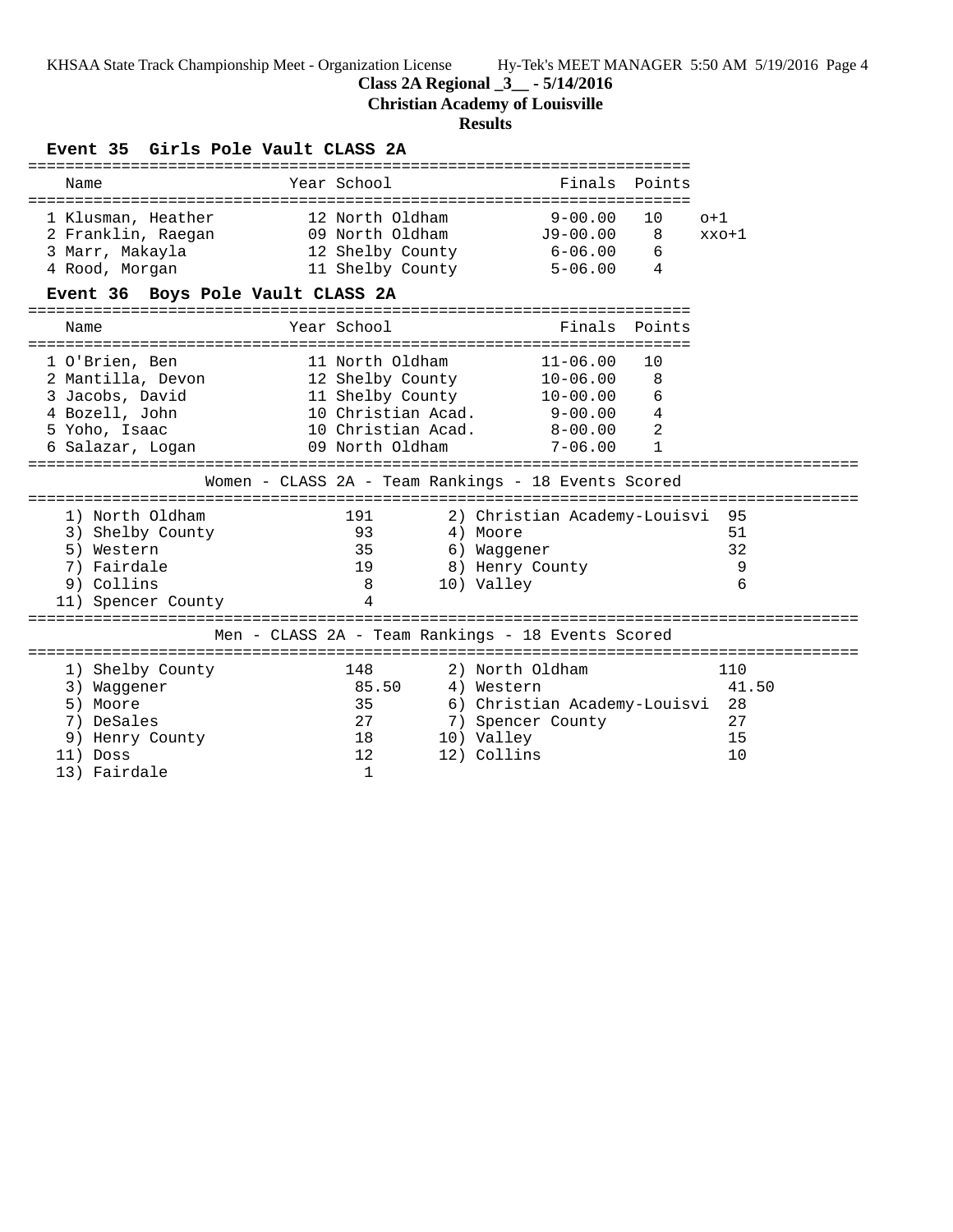## Class 2A Regional _3__ - 5/14/2016

**Christian Academy of Louisville**

**Results**

### Event 35 Girls Pole Vault CLASS 2A

| Name | Year | School | Finals | Points | |
|---|---|---|---|---|---|
| 1 Klusman, Heather | 12 | North Oldham | 9-00.00 | 10 | o+1 |
| 2 Franklin, Raegan | 09 | North Oldham | J9-00.00 | 8 | xxo+1 |
| 3 Marr, Makayla | 12 | Shelby County | 6-06.00 | 6 | |
| 4 Rood, Morgan | 11 | Shelby County | 5-06.00 | 4 | |

### Event 36 Boys Pole Vault CLASS 2A

| Name | Year | School | Finals | Points |
|---|---|---|---|---|
| 1 O'Brien, Ben | 11 | North Oldham | 11-06.00 | 10 |
| 2 Mantilla, Devon | 12 | Shelby County | 10-06.00 | 8 |
| 3 Jacobs, David | 11 | Shelby County | 10-00.00 | 6 |
| 4 Bozell, John | 10 | Christian Acad. | 9-00.00 | 4 |
| 5 Yoho, Isaac | 10 | Christian Acad. | 8-00.00 | 2 |
| 6 Salazar, Logan | 09 | North Oldham | 7-06.00 | 1 |

### Women - CLASS 2A - Team Rankings - 18 Events Scored

| | | | |
|---|---|---|---|
| 1) North Oldham | 191 | 2) Christian Academy-Louisvi | 95 |
| 3) Shelby County | 93 | 4) Moore | 51 |
| 5) Western | 35 | 6) Waggener | 32 |
| 7) Fairdale | 19 | 8) Henry County | 9 |
| 9) Collins | 8 | 10) Valley | 6 |
| 11) Spencer County | 4 | | |

### Men - CLASS 2A - Team Rankings - 18 Events Scored

| | | | |
|---|---|---|---|
| 1) Shelby County | 148 | 2) North Oldham | 110 |
| 3) Waggener | 85.50 | 4) Western | 41.50 |
| 5) Moore | 35 | 6) Christian Academy-Louisvi | 28 |
| 7) DeSales | 27 | 7) Spencer County | 27 |
| 9) Henry County | 18 | 10) Valley | 15 |
| 11) Doss | 12 | 12) Collins | 10 |
| 13) Fairdale | 1 | | |